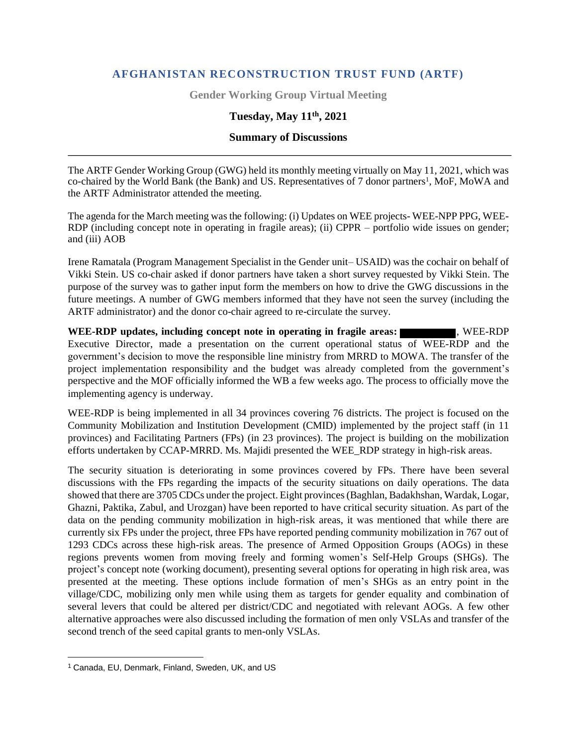# AFGHANISTAN RECONSTRUCTION TRUST FUND (ARTF)

**Gender Working Group Virtual Meeting**

**Tuesday, May 11th, 2021**

**Summary of Discussions**

---

The ARTF Gender Working Group (GWG) held its monthly meeting virtually on May 11, 2021, which was co-chaired by the World Bank (the Bank) and US. Representatives of 7 donor partners[1], MoF, MoWA and the ARTF Administrator attended the meeting.

The agenda for the March meeting was the following: (i) Updates on WEE projects- WEE-NPP PPG, WEE-RDP (including concept note in operating in fragile areas); (ii) CPPR – portfolio wide issues on gender; and (iii) AOB

Irene Ramatala (Program Management Specialist in the Gender unit– USAID) was the cochair on behalf of Vikki Stein. US co-chair asked if donor partners have taken a short survey requested by Vikki Stein. The purpose of the survey was to gather input form the members on how to drive the GWG discussions in the future meetings. A number of GWG members informed that they have not seen the survey (including the ARTF administrator) and the donor co-chair agreed to re-circulate the survey.

**WEE-RDP updates, including concept note in operating in fragile areas:** [REDACTED], WEE-RDP Executive Director, made a presentation on the current operational status of WEE-RDP and the government's decision to move the responsible line ministry from MRRD to MOWA. The transfer of the project implementation responsibility and the budget was already completed from the government's perspective and the MOF officially informed the WB a few weeks ago. The process to officially move the implementing agency is underway.

WEE-RDP is being implemented in all 34 provinces covering 76 districts. The project is focused on the Community Mobilization and Institution Development (CMID) implemented by the project staff (in 11 provinces) and Facilitating Partners (FPs) (in 23 provinces). The project is building on the mobilization efforts undertaken by CCAP-MRRD. Ms. Majidi presented the WEE_RDP strategy in high-risk areas.

The security situation is deteriorating in some provinces covered by FPs. There have been several discussions with the FPs regarding the impacts of the security situations on daily operations. The data showed that there are 3705 CDCs under the project. Eight provinces (Baghlan, Badakhshan, Wardak, Logar, Ghazni, Paktika, Zabul, and Urozgan) have been reported to have critical security situation. As part of the data on the pending community mobilization in high-risk areas, it was mentioned that while there are currently six FPs under the project, three FPs have reported pending community mobilization in 767 out of 1293 CDCs across these high-risk areas. The presence of Armed Opposition Groups (AOGs) in these regions prevents women from moving freely and forming women's Self-Help Groups (SHGs). The project's concept note (working document), presenting several options for operating in high risk area, was presented at the meeting. These options include formation of men's SHGs as an entry point in the village/CDC, mobilizing only men while using them as targets for gender equality and combination of several levers that could be altered per district/CDC and negotiated with relevant AOGs. A few other alternative approaches were also discussed including the formation of men only VSLAs and transfer of the second trench of the seed capital grants to men-only VSLAs.

---

[1] Canada, EU, Denmark, Finland, Sweden, UK, and US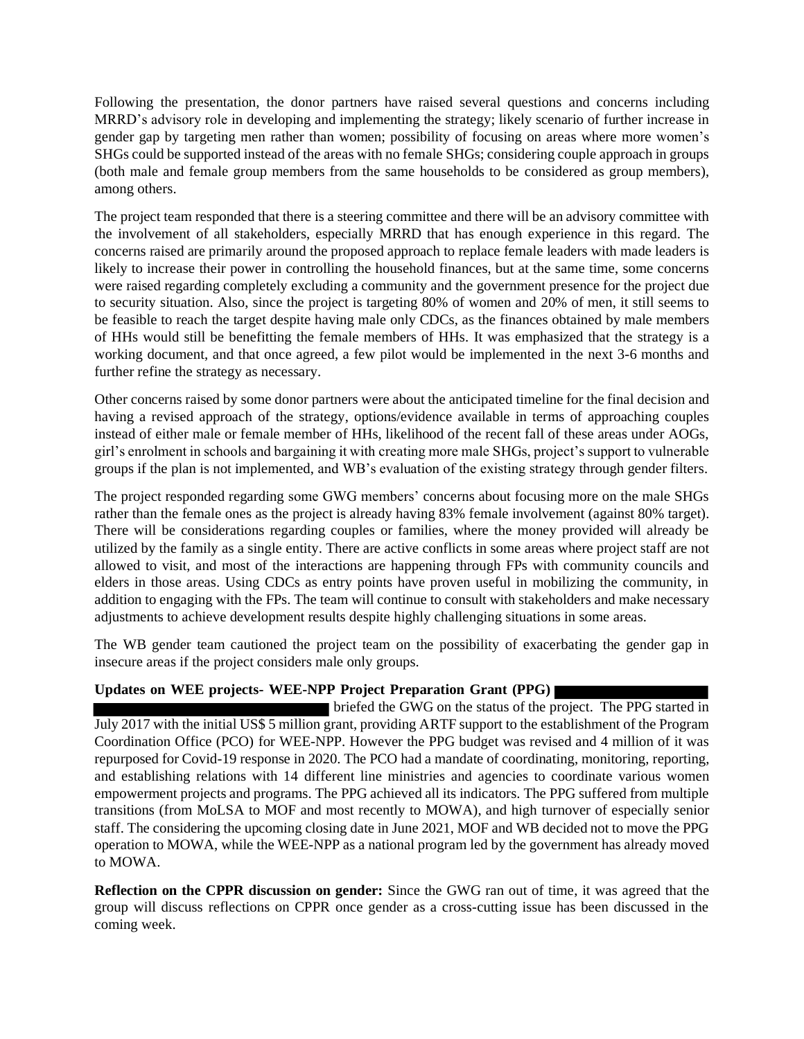Following the presentation, the donor partners have raised several questions and concerns including MRRD's advisory role in developing and implementing the strategy; likely scenario of further increase in gender gap by targeting men rather than women; possibility of focusing on areas where more women's SHGs could be supported instead of the areas with no female SHGs; considering couple approach in groups (both male and female group members from the same households to be considered as group members), among others.

The project team responded that there is a steering committee and there will be an advisory committee with the involvement of all stakeholders, especially MRRD that has enough experience in this regard. The concerns raised are primarily around the proposed approach to replace female leaders with made leaders is likely to increase their power in controlling the household finances, but at the same time, some concerns were raised regarding completely excluding a community and the government presence for the project due to security situation. Also, since the project is targeting 80% of women and 20% of men, it still seems to be feasible to reach the target despite having male only CDCs, as the finances obtained by male members of HHs would still be benefitting the female members of HHs. It was emphasized that the strategy is a working document, and that once agreed, a few pilot would be implemented in the next 3-6 months and further refine the strategy as necessary.

Other concerns raised by some donor partners were about the anticipated timeline for the final decision and having a revised approach of the strategy, options/evidence available in terms of approaching couples instead of either male or female member of HHs, likelihood of the recent fall of these areas under AOGs, girl's enrolment in schools and bargaining it with creating more male SHGs, project's support to vulnerable groups if the plan is not implemented, and WB's evaluation of the existing strategy through gender filters.

The project responded regarding some GWG members' concerns about focusing more on the male SHGs rather than the female ones as the project is already having 83% female involvement (against 80% target). There will be considerations regarding couples or families, where the money provided will already be utilized by the family as a single entity. There are active conflicts in some areas where project staff are not allowed to visit, and most of the interactions are happening through FPs with community councils and elders in those areas. Using CDCs as entry points have proven useful in mobilizing the community, in addition to engaging with the FPs. The team will continue to consult with stakeholders and make necessary adjustments to achieve development results despite highly challenging situations in some areas.

The WB gender team cautioned the project team on the possibility of exacerbating the gender gap in insecure areas if the project considers male only groups.

**Updates on WEE projects- WEE-NPP Project Preparation Grant (PPG)** [REDACTED] briefed the GWG on the status of the project. The PPG started in July 2017 with the initial US$ 5 million grant, providing ARTF support to the establishment of the Program Coordination Office (PCO) for WEE-NPP. However the PPG budget was revised and 4 million of it was repurposed for Covid-19 response in 2020. The PCO had a mandate of coordinating, monitoring, reporting, and establishing relations with 14 different line ministries and agencies to coordinate various women empowerment projects and programs. The PPG achieved all its indicators. The PPG suffered from multiple transitions (from MoLSA to MOF and most recently to MOWA), and high turnover of especially senior staff. The considering the upcoming closing date in June 2021, MOF and WB decided not to move the PPG operation to MOWA, while the WEE-NPP as a national program led by the government has already moved to MOWA.

**Reflection on the CPPR discussion on gender:** Since the GWG ran out of time, it was agreed that the group will discuss reflections on CPPR once gender as a cross-cutting issue has been discussed in the coming week.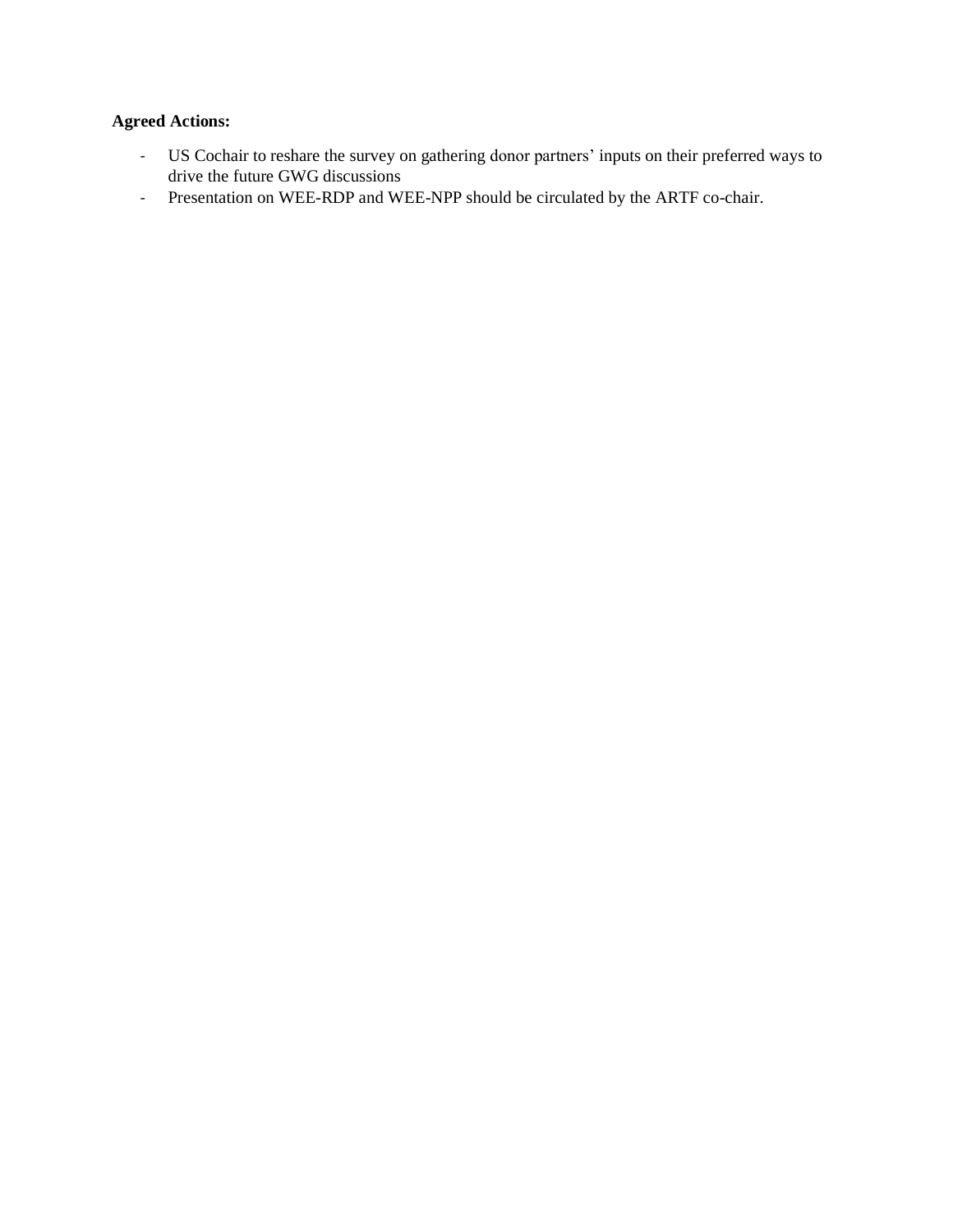**Agreed Actions:**

- US Cochair to reshare the survey on gathering donor partners' inputs on their preferred ways to drive the future GWG discussions
- Presentation on WEE-RDP and WEE-NPP should be circulated by the ARTF co-chair.